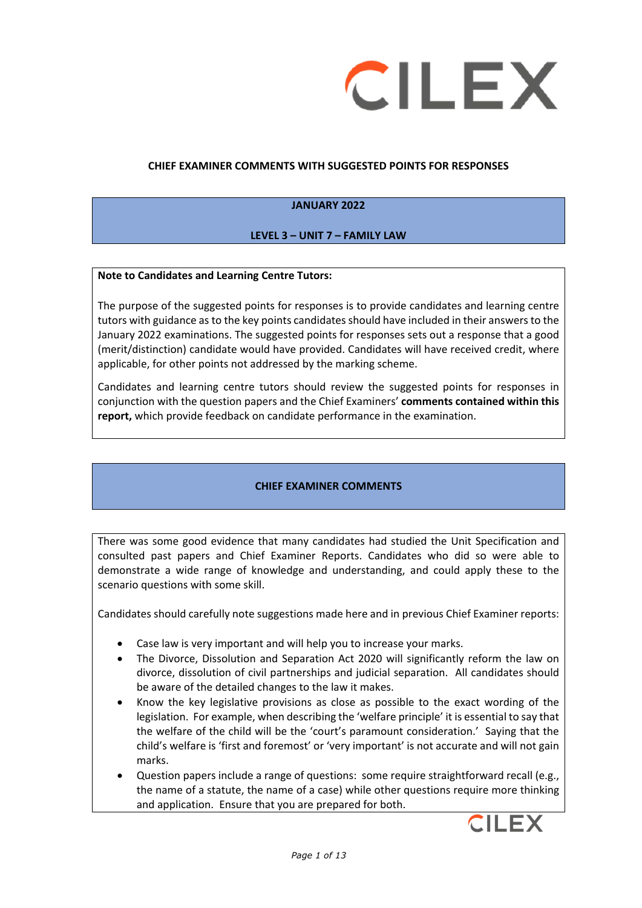# CHIEF EXAMINER COMMENTS WITH SUGGESTED POINTS FOR RESPONSES

## JANUARY 2022

## LEVEL 3 – UNIT 7 – FAMILY LAW

**Note to Candidates and Learning Centre Tutors:**

The purpose of the suggested points for responses is to provide candidates and learning centre tutors with guidance as to the key points candidates should have included in their answers to the January 2022 examinations. The suggested points for responses sets out a response that a good (merit/distinction) candidate would have provided. Candidates will have received credit, where applicable, for other points not addressed by the marking scheme.

Candidates and learning centre tutors should review the suggested points for responses in conjunction with the question papers and the Chief Examiners' **comments contained within this report,** which provide feedback on candidate performance in the examination.

## CHIEF EXAMINER COMMENTS

There was some good evidence that many candidates had studied the Unit Specification and consulted past papers and Chief Examiner Reports. Candidates who did so were able to demonstrate a wide range of knowledge and understanding, and could apply these to the scenario questions with some skill.

Candidates should carefully note suggestions made here and in previous Chief Examiner reports:

- Case law is very important and will help you to increase your marks.
- The Divorce, Dissolution and Separation Act 2020 will significantly reform the law on divorce, dissolution of civil partnerships and judicial separation. All candidates should be aware of the detailed changes to the law it makes.
- Know the key legislative provisions as close as possible to the exact wording of the legislation. For example, when describing the 'welfare principle' it is essential to say that the welfare of the child will be the 'court's paramount consideration.' Saying that the child's welfare is 'first and foremost' or 'very important' is not accurate and will not gain marks.
- Question papers include a range of questions: some require straightforward recall (e.g., the name of a statute, the name of a case) while other questions require more thinking and application. Ensure that you are prepared for both.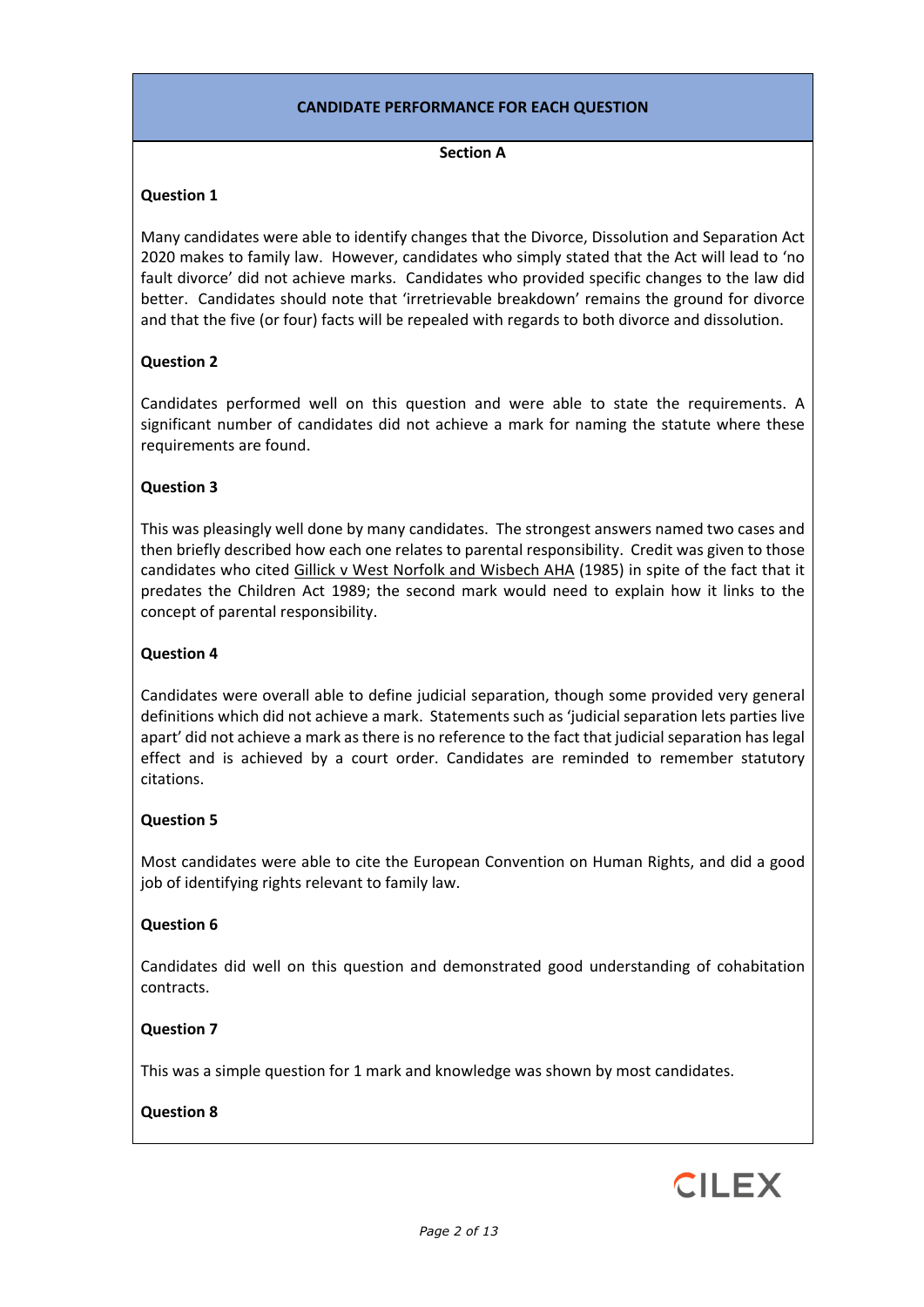## CANDIDATE PERFORMANCE FOR EACH QUESTION

### Section A

**Question 1**

Many candidates were able to identify changes that the Divorce, Dissolution and Separation Act 2020 makes to family law. However, candidates who simply stated that the Act will lead to 'no fault divorce' did not achieve marks. Candidates who provided specific changes to the law did better. Candidates should note that 'irretrievable breakdown' remains the ground for divorce and that the five (or four) facts will be repealed with regards to both divorce and dissolution.

**Question 2**

Candidates performed well on this question and were able to state the requirements. A significant number of candidates did not achieve a mark for naming the statute where these requirements are found.

**Question 3**

This was pleasingly well done by many candidates. The strongest answers named two cases and then briefly described how each one relates to parental responsibility. Credit was given to those candidates who cited Gillick v West Norfolk and Wisbech AHA (1985) in spite of the fact that it predates the Children Act 1989; the second mark would need to explain how it links to the concept of parental responsibility.

**Question 4**

Candidates were overall able to define judicial separation, though some provided very general definitions which did not achieve a mark. Statements such as 'judicial separation lets parties live apart' did not achieve a mark as there is no reference to the fact that judicial separation has legal effect and is achieved by a court order. Candidates are reminded to remember statutory citations.

**Question 5**

Most candidates were able to cite the European Convention on Human Rights, and did a good job of identifying rights relevant to family law.

**Question 6**

Candidates did well on this question and demonstrated good understanding of cohabitation contracts.

**Question 7**

This was a simple question for 1 mark and knowledge was shown by most candidates.

**Question 8**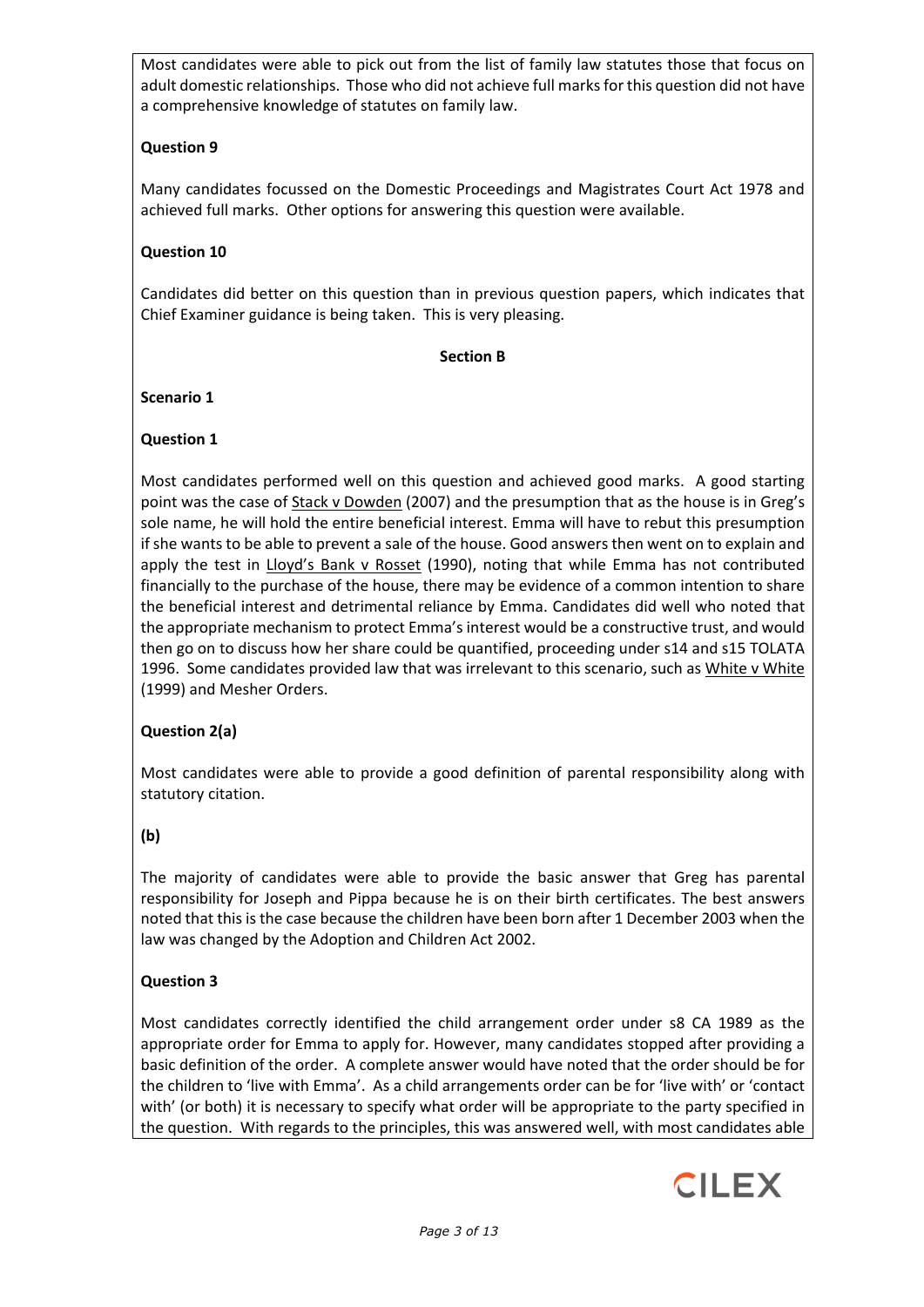Most candidates were able to pick out from the list of family law statutes those that focus on adult domestic relationships. Those who did not achieve full marks for this question did not have a comprehensive knowledge of statutes on family law.

**Question 9**

Many candidates focussed on the Domestic Proceedings and Magistrates Court Act 1978 and achieved full marks. Other options for answering this question were available.

**Question 10**

Candidates did better on this question than in previous question papers, which indicates that Chief Examiner guidance is being taken. This is very pleasing.

**Section B**

**Scenario 1**

**Question 1**

Most candidates performed well on this question and achieved good marks. A good starting point was the case of Stack v Dowden (2007) and the presumption that as the house is in Greg's sole name, he will hold the entire beneficial interest. Emma will have to rebut this presumption if she wants to be able to prevent a sale of the house. Good answers then went on to explain and apply the test in Lloyd's Bank v Rosset (1990), noting that while Emma has not contributed financially to the purchase of the house, there may be evidence of a common intention to share the beneficial interest and detrimental reliance by Emma. Candidates did well who noted that the appropriate mechanism to protect Emma's interest would be a constructive trust, and would then go on to discuss how her share could be quantified, proceeding under s14 and s15 TOLATA 1996. Some candidates provided law that was irrelevant to this scenario, such as White v White (1999) and Mesher Orders.

**Question 2(a)**

Most candidates were able to provide a good definition of parental responsibility along with statutory citation.

**(b)**

The majority of candidates were able to provide the basic answer that Greg has parental responsibility for Joseph and Pippa because he is on their birth certificates. The best answers noted that this is the case because the children have been born after 1 December 2003 when the law was changed by the Adoption and Children Act 2002.

**Question 3**

Most candidates correctly identified the child arrangement order under s8 CA 1989 as the appropriate order for Emma to apply for. However, many candidates stopped after providing a basic definition of the order. A complete answer would have noted that the order should be for the children to 'live with Emma'. As a child arrangements order can be for 'live with' or 'contact with' (or both) it is necessary to specify what order will be appropriate to the party specified in the question. With regards to the principles, this was answered well, with most candidates able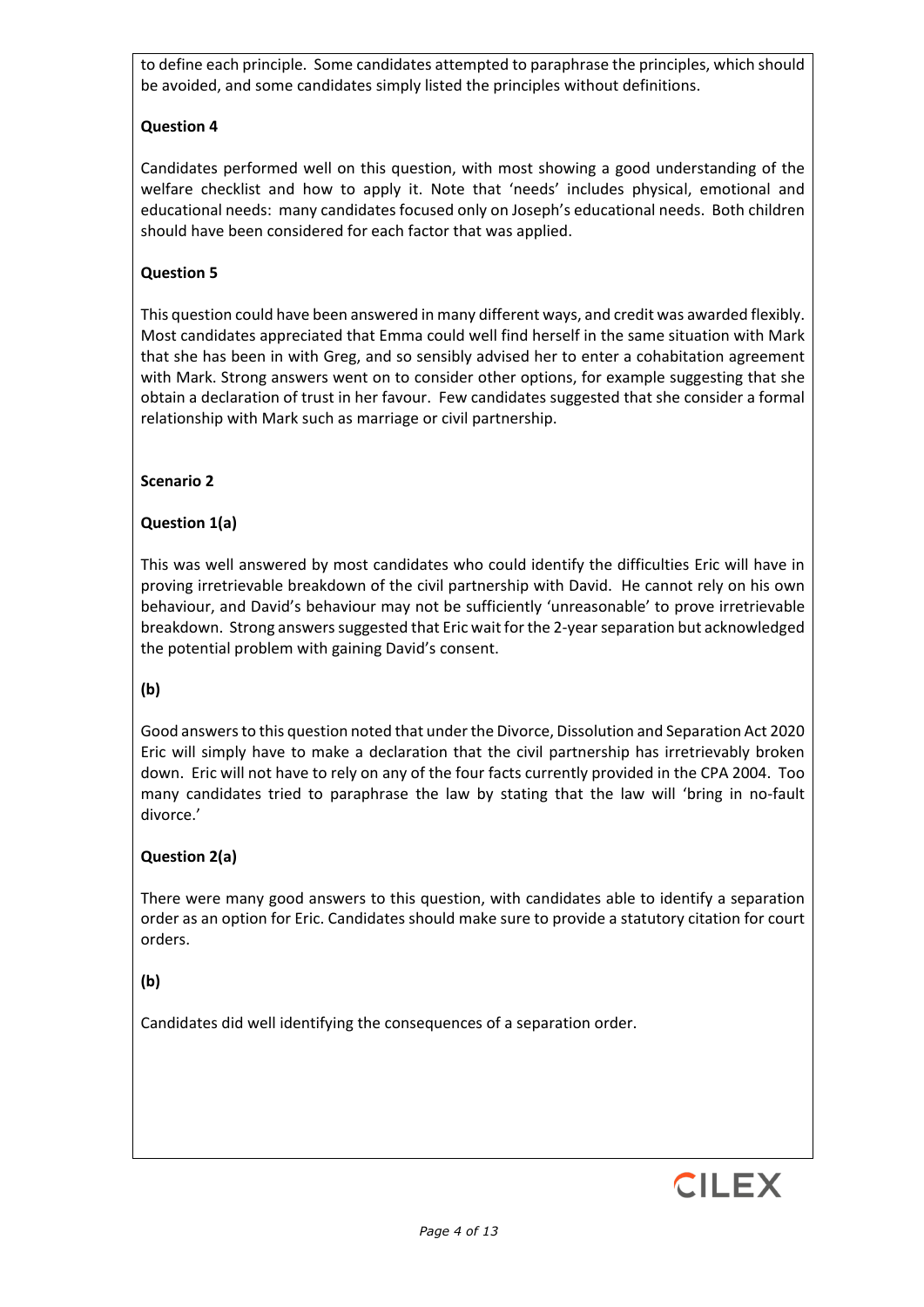to define each principle. Some candidates attempted to paraphrase the principles, which should be avoided, and some candidates simply listed the principles without definitions.

**Question 4**

Candidates performed well on this question, with most showing a good understanding of the welfare checklist and how to apply it. Note that 'needs' includes physical, emotional and educational needs: many candidates focused only on Joseph's educational needs. Both children should have been considered for each factor that was applied.

**Question 5**

This question could have been answered in many different ways, and credit was awarded flexibly. Most candidates appreciated that Emma could well find herself in the same situation with Mark that she has been in with Greg, and so sensibly advised her to enter a cohabitation agreement with Mark. Strong answers went on to consider other options, for example suggesting that she obtain a declaration of trust in her favour. Few candidates suggested that she consider a formal relationship with Mark such as marriage or civil partnership.

**Scenario 2**

**Question 1(a)**

This was well answered by most candidates who could identify the difficulties Eric will have in proving irretrievable breakdown of the civil partnership with David. He cannot rely on his own behaviour, and David's behaviour may not be sufficiently 'unreasonable' to prove irretrievable breakdown. Strong answers suggested that Eric wait for the 2-year separation but acknowledged the potential problem with gaining David's consent.

**(b)**

Good answers to this question noted that under the Divorce, Dissolution and Separation Act 2020 Eric will simply have to make a declaration that the civil partnership has irretrievably broken down. Eric will not have to rely on any of the four facts currently provided in the CPA 2004. Too many candidates tried to paraphrase the law by stating that the law will 'bring in no-fault divorce.'

**Question 2(a)**

There were many good answers to this question, with candidates able to identify a separation order as an option for Eric. Candidates should make sure to provide a statutory citation for court orders.

**(b)**

Candidates did well identifying the consequences of a separation order.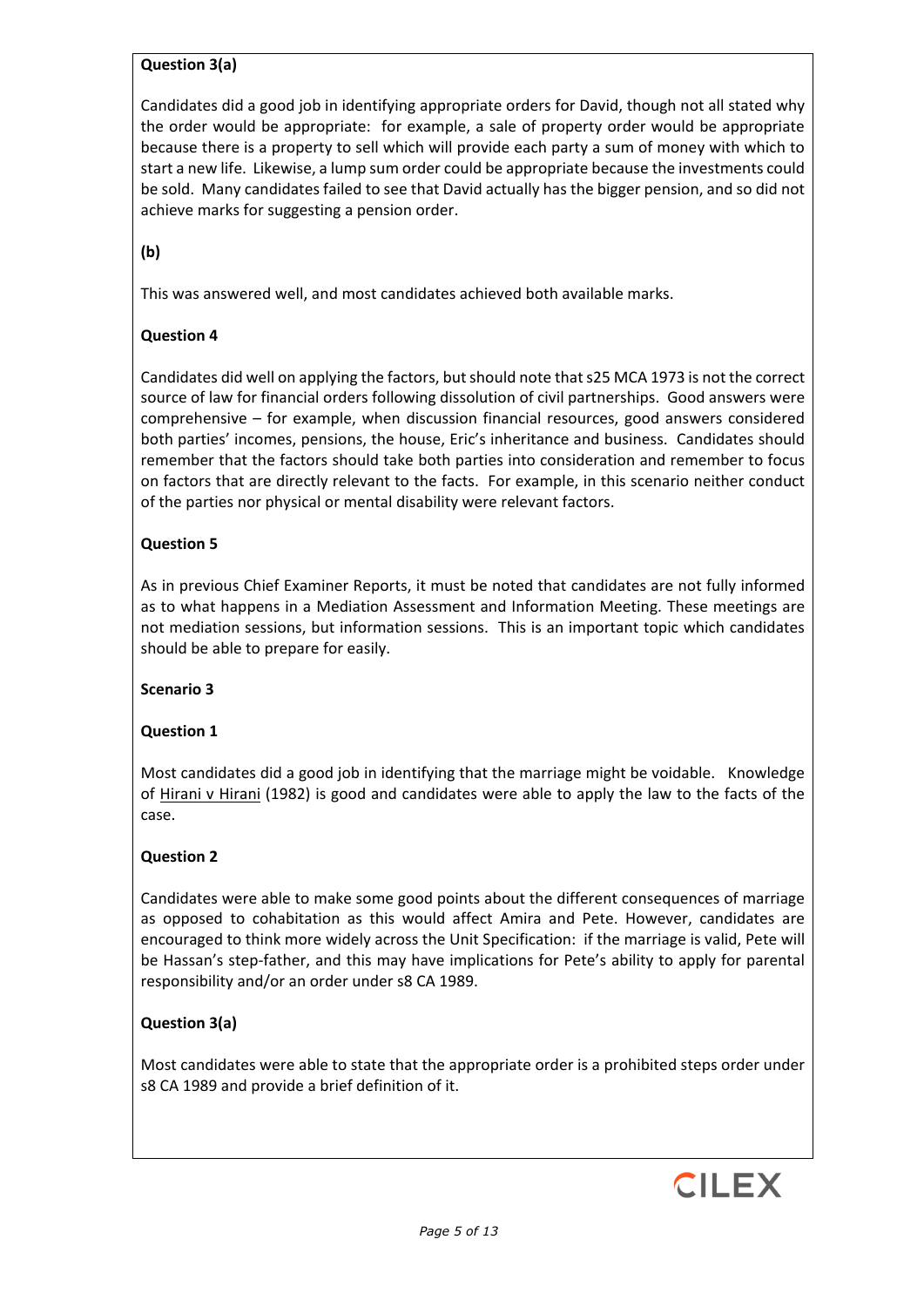**Question 3(a)**

Candidates did a good job in identifying appropriate orders for David, though not all stated why the order would be appropriate: for example, a sale of property order would be appropriate because there is a property to sell which will provide each party a sum of money with which to start a new life. Likewise, a lump sum order could be appropriate because the investments could be sold. Many candidates failed to see that David actually has the bigger pension, and so did not achieve marks for suggesting a pension order.

**(b)**

This was answered well, and most candidates achieved both available marks.

**Question 4**

Candidates did well on applying the factors, but should note that s25 MCA 1973 is not the correct source of law for financial orders following dissolution of civil partnerships. Good answers were comprehensive – for example, when discussion financial resources, good answers considered both parties' incomes, pensions, the house, Eric's inheritance and business. Candidates should remember that the factors should take both parties into consideration and remember to focus on factors that are directly relevant to the facts. For example, in this scenario neither conduct of the parties nor physical or mental disability were relevant factors.

**Question 5**

As in previous Chief Examiner Reports, it must be noted that candidates are not fully informed as to what happens in a Mediation Assessment and Information Meeting. These meetings are not mediation sessions, but information sessions. This is an important topic which candidates should be able to prepare for easily.

**Scenario 3**

**Question 1**

Most candidates did a good job in identifying that the marriage might be voidable. Knowledge of Hirani v Hirani (1982) is good and candidates were able to apply the law to the facts of the case.

**Question 2**

Candidates were able to make some good points about the different consequences of marriage as opposed to cohabitation as this would affect Amira and Pete. However, candidates are encouraged to think more widely across the Unit Specification: if the marriage is valid, Pete will be Hassan's step-father, and this may have implications for Pete's ability to apply for parental responsibility and/or an order under s8 CA 1989.

**Question 3(a)**

Most candidates were able to state that the appropriate order is a prohibited steps order under s8 CA 1989 and provide a brief definition of it.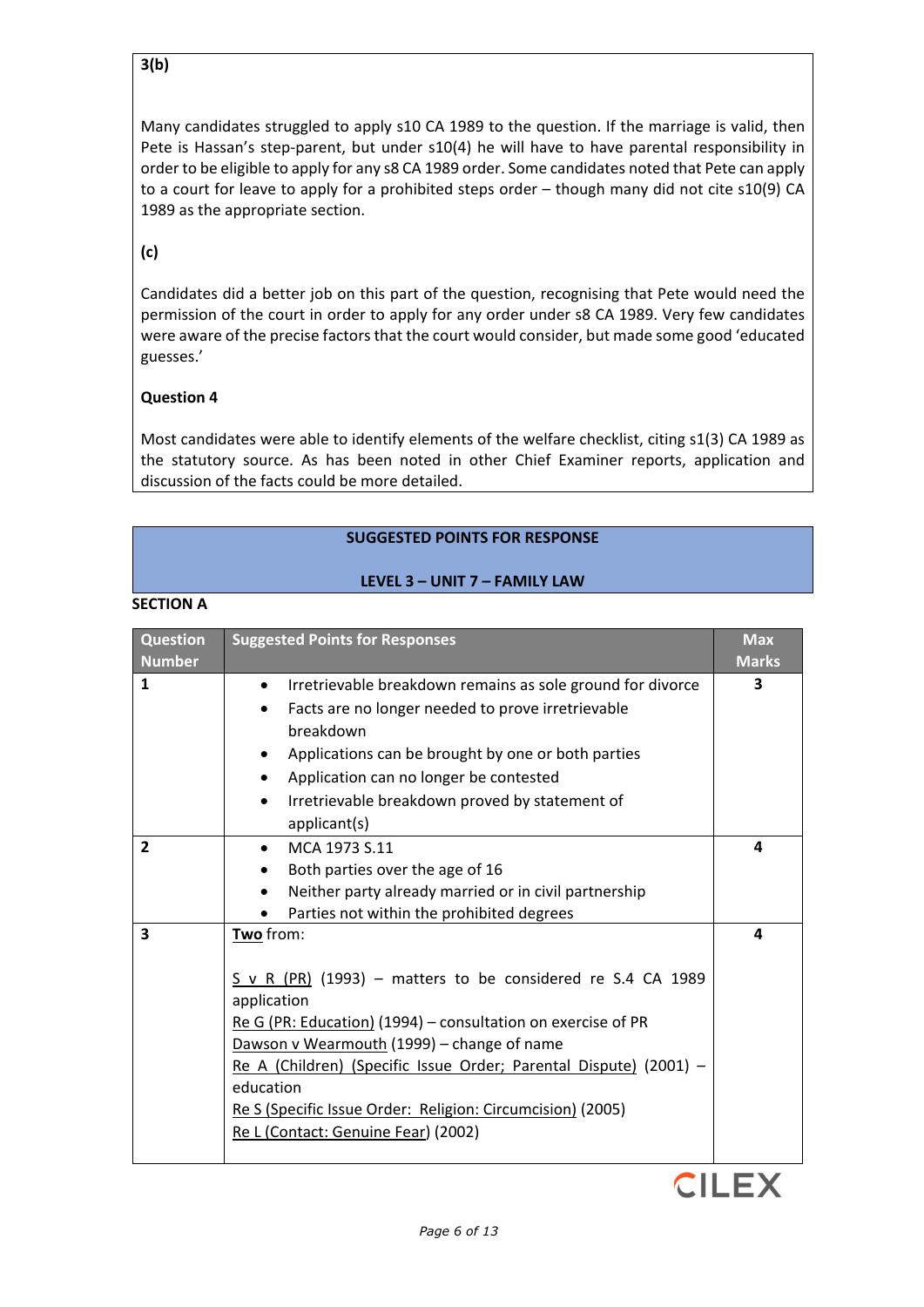**3(b)**

Many candidates struggled to apply s10 CA 1989 to the question. If the marriage is valid, then Pete is Hassan's step-parent, but under s10(4) he will have to have parental responsibility in order to be eligible to apply for any s8 CA 1989 order. Some candidates noted that Pete can apply to a court for leave to apply for a prohibited steps order – though many did not cite s10(9) CA 1989 as the appropriate section.

**(c)**

Candidates did a better job on this part of the question, recognising that Pete would need the permission of the court in order to apply for any order under s8 CA 1989. Very few candidates were aware of the precise factors that the court would consider, but made some good 'educated guesses.'

**Question 4**

Most candidates were able to identify elements of the welfare checklist, citing s1(3) CA 1989 as the statutory source. As has been noted in other Chief Examiner reports, application and discussion of the facts could be more detailed.

## SUGGESTED POINTS FOR RESPONSE

## LEVEL 3 – UNIT 7 – FAMILY LAW

### SECTION A

| Question Number | Suggested Points for Responses | Max Marks |
|---|---|---|
| 1 | • Irretrievable breakdown remains as sole ground for divorce<br>• Facts are no longer needed to prove irretrievable breakdown<br>• Applications can be brought by one or both parties<br>• Application can no longer be contested<br>• Irretrievable breakdown proved by statement of applicant(s) | 3 |
| 2 | • MCA 1973 S.11<br>• Both parties over the age of 16<br>• Neither party already married or in civil partnership<br>• Parties not within the prohibited degrees | 4 |
| 3 | **Two** from:<br><br>S v R (PR) (1993) – matters to be considered re S.4 CA 1989 application<br>Re G (PR: Education) (1994) – consultation on exercise of PR<br>Dawson v Wearmouth (1999) – change of name<br>Re A (Children) (Specific Issue Order; Parental Dispute) (2001) – education<br>Re S (Specific Issue Order: Religion: Circumcision) (2005)<br>Re L (Contact: Genuine Fear) (2002) | 4 |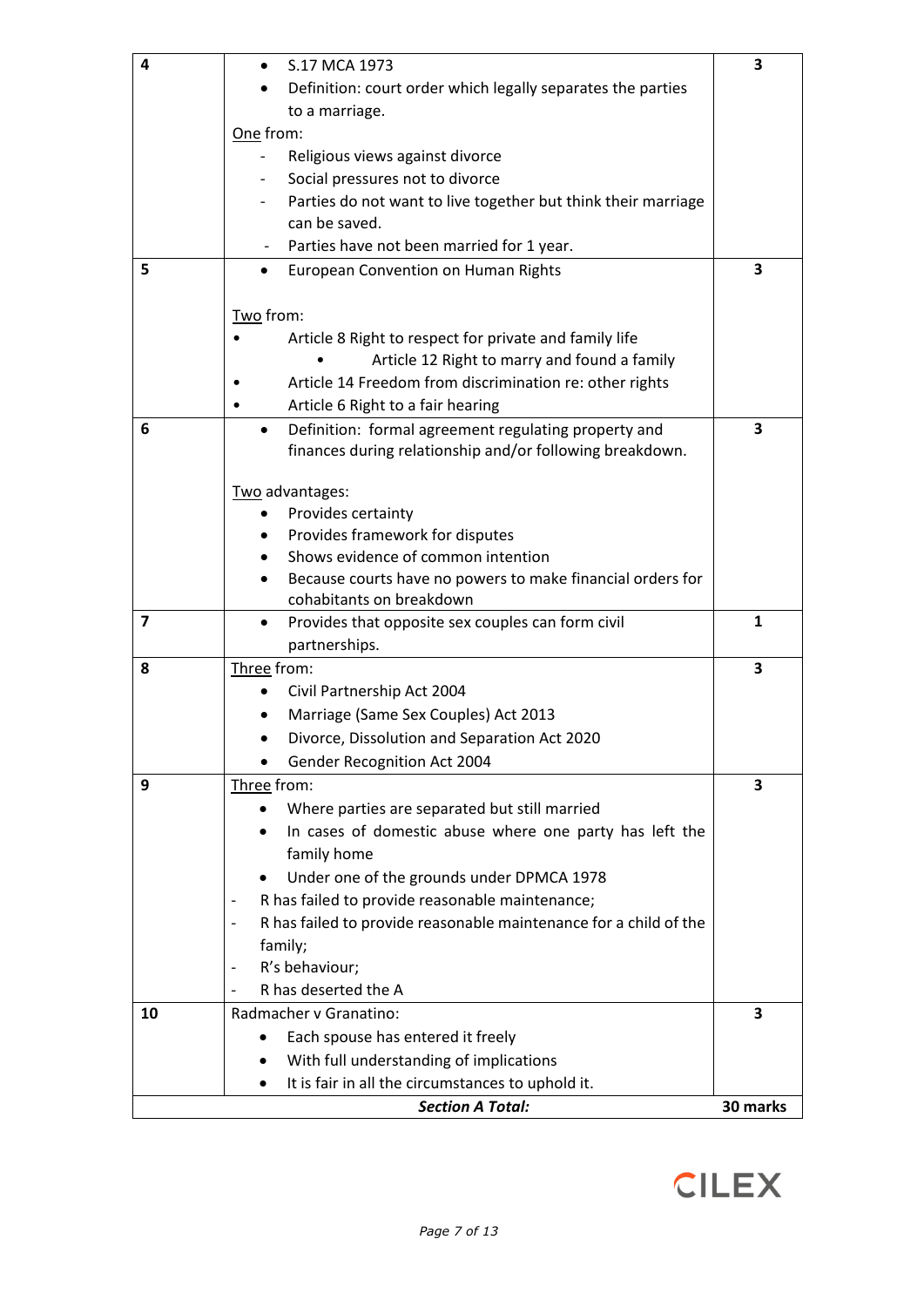| | | |
|---|---|---|
| 4 | • S.17 MCA 1973<br>• Definition: court order which legally separates the parties to a marriage.<br><u>One</u> from:<br>- Religious views against divorce<br>- Social pressures not to divorce<br>- Parties do not want to live together but think their marriage can be saved.<br>- Parties have not been married for 1 year. | 3 |
| 5 | • European Convention on Human Rights<br><br><u>Two</u> from:<br>• Article 8 Right to respect for private and family life<br>• Article 12 Right to marry and found a family<br>• Article 14 Freedom from discrimination re: other rights<br>• Article 6 Right to a fair hearing | 3 |
| 6 | • Definition: formal agreement regulating property and finances during relationship and/or following breakdown.<br><br><u>Two</u> advantages:<br>• Provides certainty<br>• Provides framework for disputes<br>• Shows evidence of common intention<br>• Because courts have no powers to make financial orders for cohabitants on breakdown | 3 |
| 7 | • Provides that opposite sex couples can form civil partnerships. | 1 |
| 8 | <u>Three</u> from:<br>• Civil Partnership Act 2004<br>• Marriage (Same Sex Couples) Act 2013<br>• Divorce, Dissolution and Separation Act 2020<br>• Gender Recognition Act 2004 | 3 |
| 9 | <u>Three</u> from:<br>• Where parties are separated but still married<br>• In cases of domestic abuse where one party has left the family home<br>• Under one of the grounds under DPMCA 1978<br>- R has failed to provide reasonable maintenance;<br>- R has failed to provide reasonable maintenance for a child of the family;<br>- R's behaviour;<br>- R has deserted the A | 3 |
| 10 | Radmacher v Granatino:<br>• Each spouse has entered it freely<br>• With full understanding of implications<br>• It is fair in all the circumstances to uphold it. | 3 |
| | ***Section A Total:*** | **30 marks** |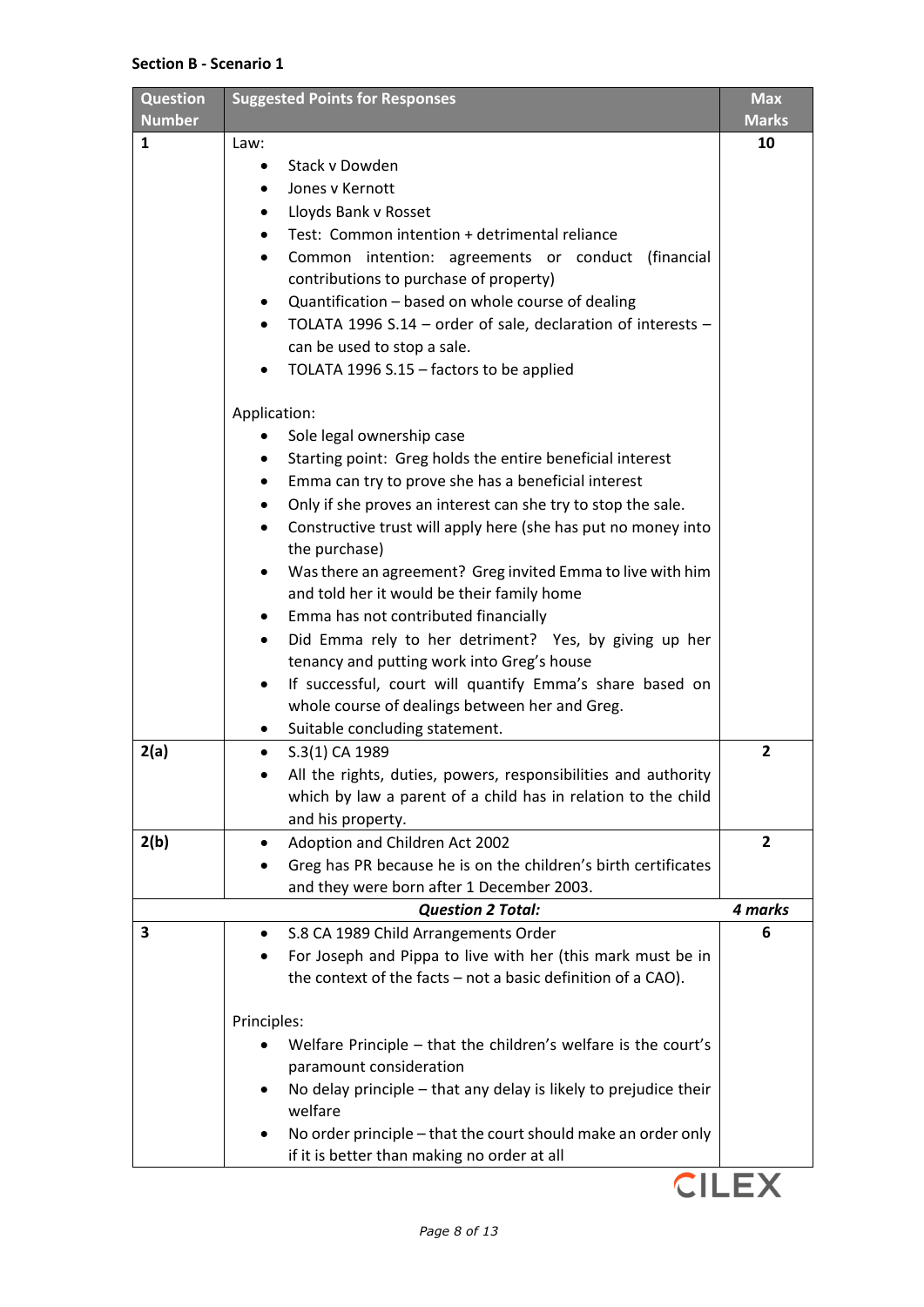**Section B - Scenario 1**

| Question Number | Suggested Points for Responses | Max Marks |
|---|---|---|
| **1** | Law:<br>• Stack v Dowden<br>• Jones v Kernott<br>• Lloyds Bank v Rosset<br>• Test: Common intention + detrimental reliance<br>• Common intention: agreements or conduct (financial contributions to purchase of property)<br>• Quantification – based on whole course of dealing<br>• TOLATA 1996 S.14 – order of sale, declaration of interests – can be used to stop a sale.<br>• TOLATA 1996 S.15 – factors to be applied<br><br>Application:<br>• Sole legal ownership case<br>• Starting point: Greg holds the entire beneficial interest<br>• Emma can try to prove she has a beneficial interest<br>• Only if she proves an interest can she try to stop the sale.<br>• Constructive trust will apply here (she has put no money into the purchase)<br>• Was there an agreement? Greg invited Emma to live with him and told her it would be their family home<br>• Emma has not contributed financially<br>• Did Emma rely to her detriment? Yes, by giving up her tenancy and putting work into Greg's house<br>• If successful, court will quantify Emma's share based on whole course of dealings between her and Greg.<br>• Suitable concluding statement. | **10** |
| **2(a)** | • S.3(1) CA 1989<br>• All the rights, duties, powers, responsibilities and authority which by law a parent of a child has in relation to the child and his property. | **2** |
| **2(b)** | • Adoption and Children Act 2002<br>• Greg has PR because he is on the children's birth certificates and they were born after 1 December 2003. | **2** |
| | ***Question 2 Total:*** | ***4 marks*** |
| **3** | • S.8 CA 1989 Child Arrangements Order<br>• For Joseph and Pippa to live with her (this mark must be in the context of the facts – not a basic definition of a CAO).<br><br>Principles:<br>• Welfare Principle – that the children's welfare is the court's paramount consideration<br>• No delay principle – that any delay is likely to prejudice their welfare<br>• No order principle – that the court should make an order only if it is better than making no order at all | **6** |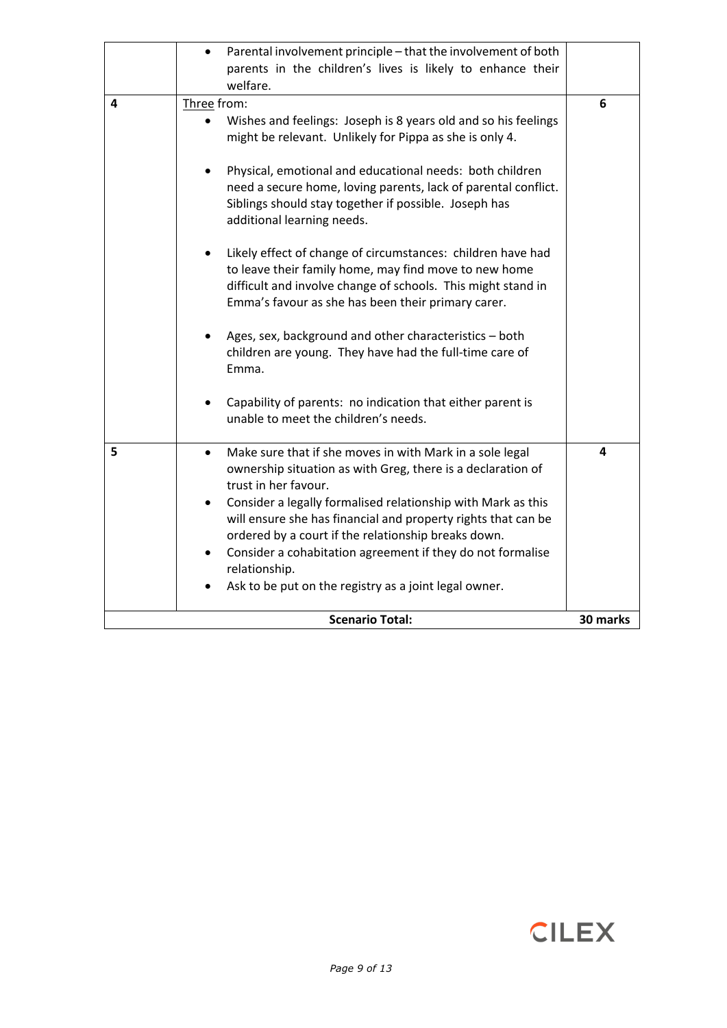| | | |
|---|---|---|
| | • Parental involvement principle – that the involvement of both parents in the children's lives is likely to enhance their welfare. | |
| 4 | Three from:<br>• Wishes and feelings: Joseph is 8 years old and so his feelings might be relevant. Unlikely for Pippa as she is only 4.<br>• Physical, emotional and educational needs: both children need a secure home, loving parents, lack of parental conflict. Siblings should stay together if possible. Joseph has additional learning needs.<br>• Likely effect of change of circumstances: children have had to leave their family home, may find move to new home difficult and involve change of schools. This might stand in Emma's favour as she has been their primary carer.<br>• Ages, sex, background and other characteristics – both children are young. They have had the full-time care of Emma.<br>• Capability of parents: no indication that either parent is unable to meet the children's needs. | 6 |
| 5 | • Make sure that if she moves in with Mark in a sole legal ownership situation as with Greg, there is a declaration of trust in her favour.<br>• Consider a legally formalised relationship with Mark as this will ensure she has financial and property rights that can be ordered by a court if the relationship breaks down.<br>• Consider a cohabitation agreement if they do not formalise relationship.<br>• Ask to be put on the registry as a joint legal owner. | 4 |
| | **Scenario Total:** | **30 marks** |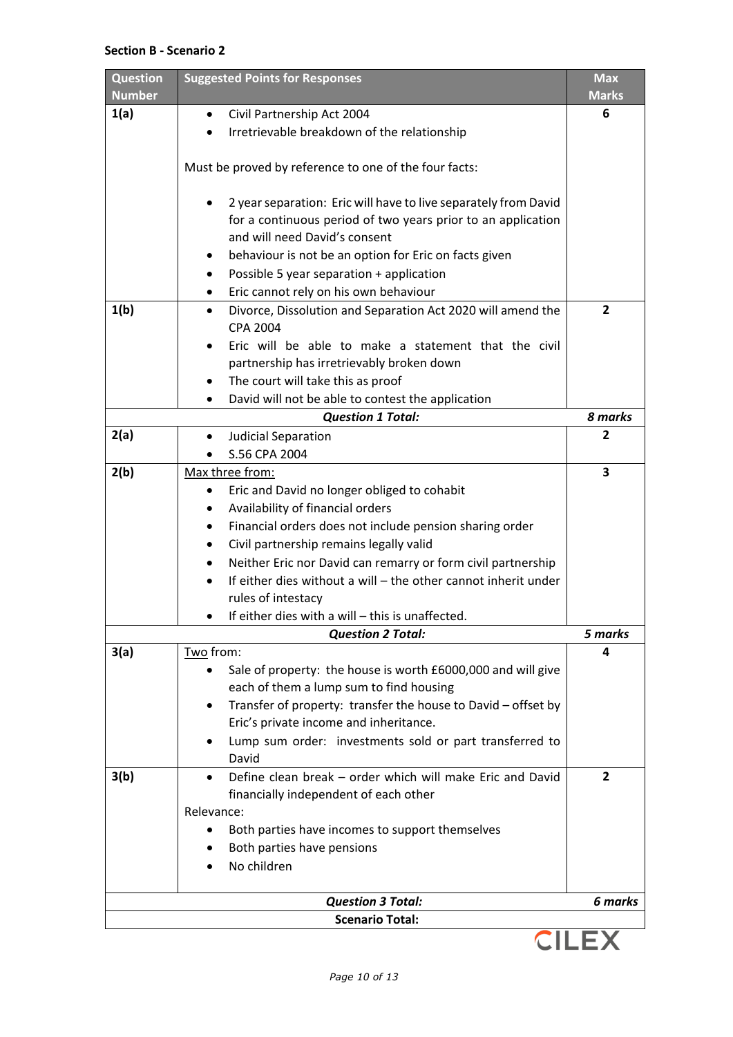**Section B - Scenario 2**

| Question Number | Suggested Points for Responses | Max Marks |
|---|---|---|
| 1(a) | • Civil Partnership Act 2004<br>• Irretrievable breakdown of the relationship<br><br>Must be proved by reference to one of the four facts:<br><br>• 2 year separation: Eric will have to live separately from David for a continuous period of two years prior to an application and will need David's consent<br>• behaviour is not be an option for Eric on facts given<br>• Possible 5 year separation + application<br>• Eric cannot rely on his own behaviour | 6 |
| 1(b) | • Divorce, Dissolution and Separation Act 2020 will amend the CPA 2004<br>• Eric will be able to make a statement that the civil partnership has irretrievably broken down<br>• The court will take this as proof<br>• David will not be able to contest the application | 2 |
| | ***Question 1 Total:*** | ***8 marks*** |
| 2(a) | • Judicial Separation<br>• S.56 CPA 2004 | 2 |
| 2(b) | <u>Max three from:</u><br>• Eric and David no longer obliged to cohabit<br>• Availability of financial orders<br>• Financial orders does not include pension sharing order<br>• Civil partnership remains legally valid<br>• Neither Eric nor David can remarry or form civil partnership<br>• If either dies without a will – the other cannot inherit under rules of intestacy<br>• If either dies with a will – this is unaffected. | 3 |
| | ***Question 2 Total:*** | ***5 marks*** |
| 3(a) | <u>Two</u> from:<br>• Sale of property: the house is worth £6000,000 and will give each of them a lump sum to find housing<br>• Transfer of property: transfer the house to David – offset by Eric's private income and inheritance.<br>• Lump sum order: investments sold or part transferred to David | 4 |
| 3(b) | • Define clean break – order which will make Eric and David financially independent of each other<br><br>Relevance:<br>• Both parties have incomes to support themselves<br>• Both parties have pensions<br>• No children | 2 |
| | ***Question 3 Total:*** | ***6 marks*** |
| | **Scenario Total:** | |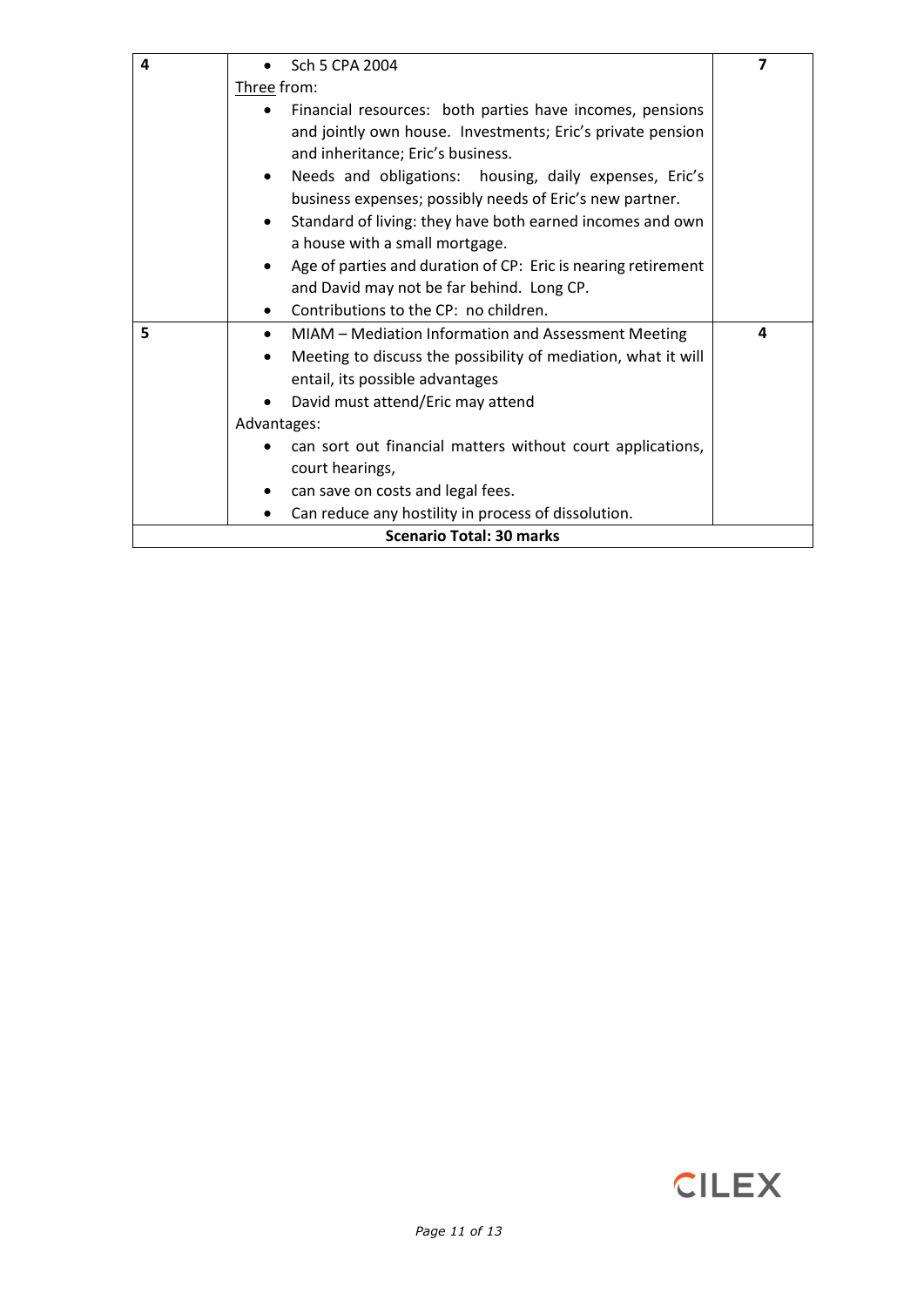| | | |
|---|---|---|
| 4 | • Sch 5 CPA 2004<br><u>Three</u> from:<br>• Financial resources: both parties have incomes, pensions and jointly own house. Investments; Eric's private pension and inheritance; Eric's business.<br>• Needs and obligations: housing, daily expenses, Eric's business expenses; possibly needs of Eric's new partner.<br>• Standard of living: they have both earned incomes and own a house with a small mortgage.<br>• Age of parties and duration of CP: Eric is nearing retirement and David may not be far behind. Long CP.<br>• Contributions to the CP: no children. | 7 |
| 5 | • MIAM – Mediation Information and Assessment Meeting<br>• Meeting to discuss the possibility of mediation, what it will entail, its possible advantages<br>• David must attend/Eric may attend<br>Advantages:<br>• can sort out financial matters without court applications, court hearings,<br>• can save on costs and legal fees.<br>• Can reduce any hostility in process of dissolution. | 4 |
| **Scenario Total: 30 marks** | | |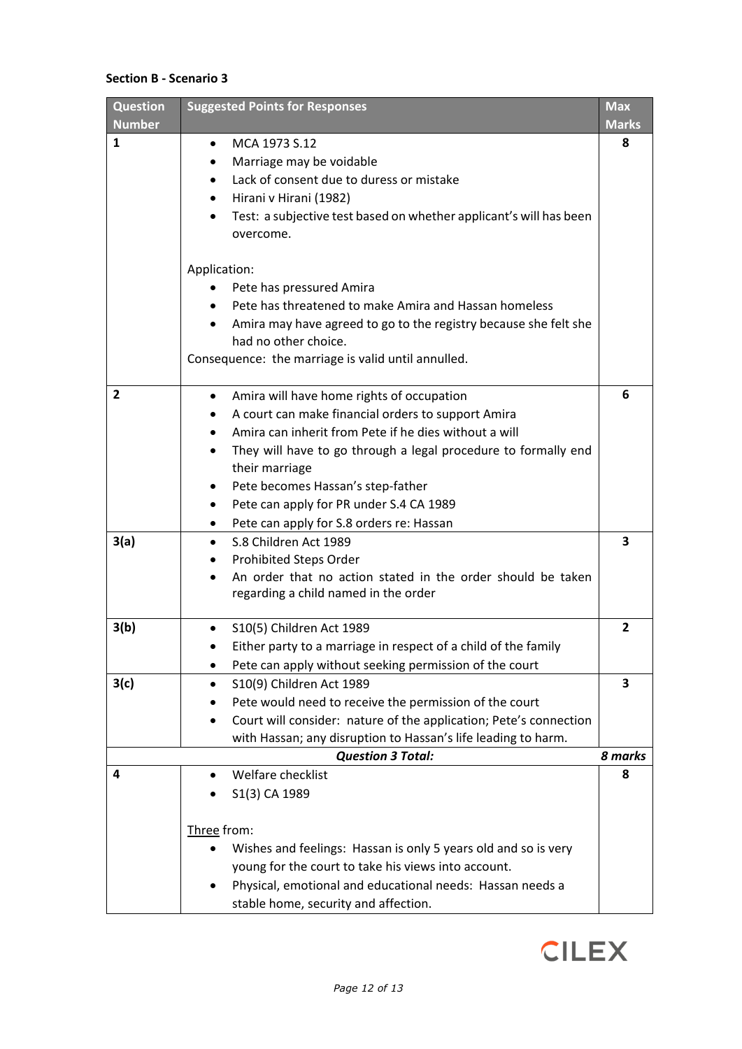**Section B - Scenario 3**

| Question Number | Suggested Points for Responses | Max Marks |
|---|---|---|
| 1 | • MCA 1973 S.12<br>• Marriage may be voidable<br>• Lack of consent due to duress or mistake<br>• Hirani v Hirani (1982)<br>• Test: a subjective test based on whether applicant's will has been overcome.<br><br>Application:<br>• Pete has pressured Amira<br>• Pete has threatened to make Amira and Hassan homeless<br>• Amira may have agreed to go to the registry because she felt she had no other choice.<br>Consequence: the marriage is valid until annulled. | 8 |
| 2 | • Amira will have home rights of occupation<br>• A court can make financial orders to support Amira<br>• Amira can inherit from Pete if he dies without a will<br>• They will have to go through a legal procedure to formally end their marriage<br>• Pete becomes Hassan's step-father<br>• Pete can apply for PR under S.4 CA 1989<br>• Pete can apply for S.8 orders re: Hassan | 6 |
| 3(a) | • S.8 Children Act 1989<br>• Prohibited Steps Order<br>• An order that no action stated in the order should be taken regarding a child named in the order | 3 |
| 3(b) | • S10(5) Children Act 1989<br>• Either party to a marriage in respect of a child of the family<br>• Pete can apply without seeking permission of the court | 2 |
| 3(c) | • S10(9) Children Act 1989<br>• Pete would need to receive the permission of the court<br>• Court will consider: nature of the application; Pete's connection with Hassan; any disruption to Hassan's life leading to harm. | 3 |
| | ***Question 3 Total:*** | ***8 marks*** |
| 4 | • Welfare checklist<br>• S1(3) CA 1989<br><br><u>Three</u> from:<br>• Wishes and feelings: Hassan is only 5 years old and so is very young for the court to take his views into account.<br>• Physical, emotional and educational needs: Hassan needs a stable home, security and affection. | 8 |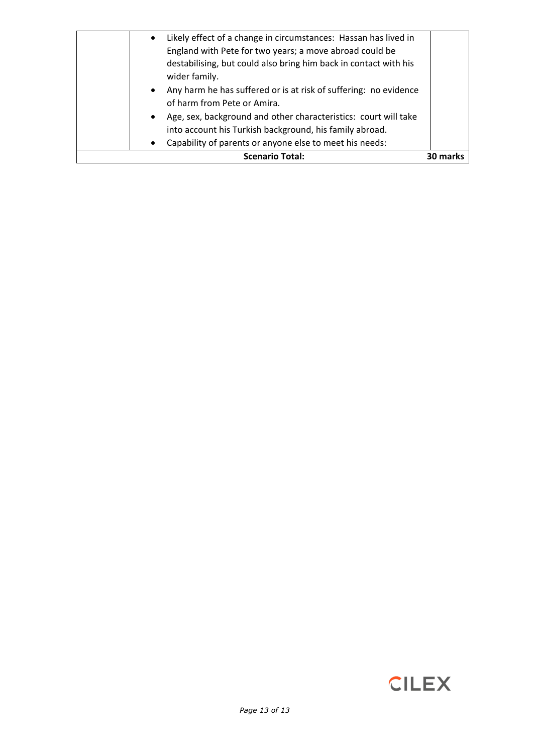| | | |
|---|---|---|
| | • Likely effect of a change in circumstances: Hassan has lived in England with Pete for two years; a move abroad could be destabilising, but could also bring him back in contact with his wider family.<br>• Any harm he has suffered or is at risk of suffering: no evidence of harm from Pete or Amira.<br>• Age, sex, background and other characteristics: court will take into account his Turkish background, his family abroad.<br>• Capability of parents or anyone else to meet his needs: | |
| **Scenario Total:** | | **30 marks** |